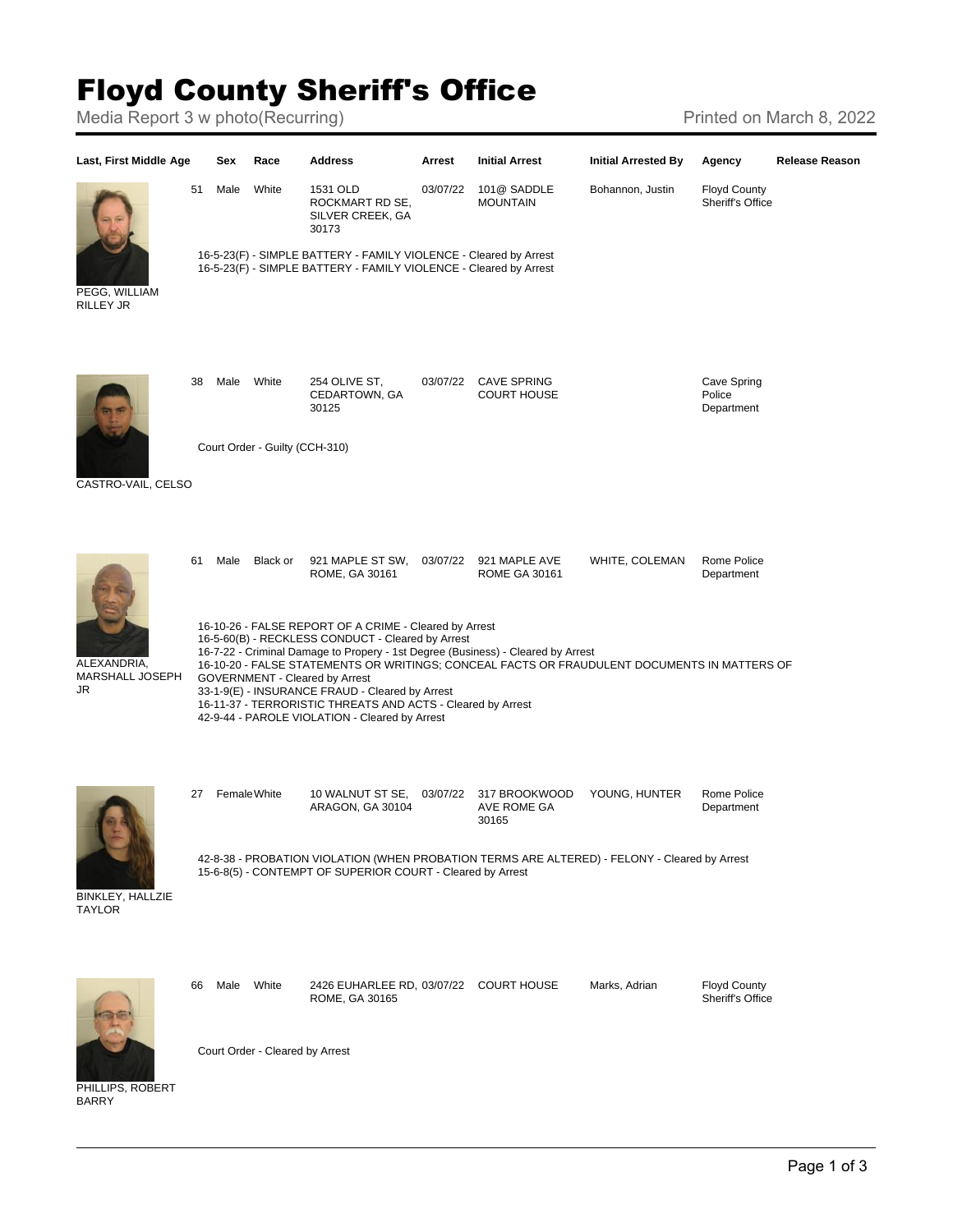# Floyd County Sheriff's Office

Media Report 3 w photo(Recurring) — Printed on March 8, 2022

| Last, First Middle | Age | Sex | Race | Address | Arrest | Initial Arrest | Initial Arrested By | Agency | Release Reason |
|---|---|---|---|---|---|---|---|---|---|
| PEGG, WILLIAM RILLEY JR | 51 | Male | White | 1531 OLD ROCKMART RD SE, SILVER CREEK, GA 30173 | 03/07/22 | 101@ SADDLE MOUNTAIN | Bohannon, Justin | Floyd County Sheriff's Office | |

16-5-23(F) - SIMPLE BATTERY - FAMILY VIOLENCE - Cleared by Arrest
16-5-23(F) - SIMPLE BATTERY - FAMILY VIOLENCE - Cleared by Arrest

| Last, First Middle | Age | Sex | Race | Address | Arrest | Initial Arrest | Initial Arrested By | Agency | Release Reason |
|---|---|---|---|---|---|---|---|---|---|
| CASTRO-VAIL, CELSO | 38 | Male | White | 254 OLIVE ST, CEDARTOWN, GA 30125 | 03/07/22 | CAVE SPRING COURT HOUSE | | Cave Spring Police Department | |

Court Order - Guilty (CCH-310)

| Last, First Middle | Age | Sex | Race | Address | Arrest | Initial Arrest | Initial Arrested By | Agency | Release Reason |
|---|---|---|---|---|---|---|---|---|---|
| ALEXANDRIA, MARSHALL JOSEPH JR | 61 | Male | Black or | 921 MAPLE ST SW, ROME, GA 30161 | 03/07/22 | 921 MAPLE AVE ROME GA 30161 | WHITE, COLEMAN | Rome Police Department | |

16-10-26 - FALSE REPORT OF A CRIME - Cleared by Arrest
16-5-60(B) - RECKLESS CONDUCT - Cleared by Arrest
16-7-22 - Criminal Damage to Propery - 1st Degree (Business) - Cleared by Arrest
16-10-20 - FALSE STATEMENTS OR WRITINGS; CONCEAL FACTS OR FRAUDULENT DOCUMENTS IN MATTERS OF GOVERNMENT - Cleared by Arrest
33-1-9(E) - INSURANCE FRAUD - Cleared by Arrest
16-11-37 - TERRORISTIC THREATS AND ACTS - Cleared by Arrest
42-9-44 - PAROLE VIOLATION - Cleared by Arrest

| Last, First Middle | Age | Sex | Race | Address | Arrest | Initial Arrest | Initial Arrested By | Agency | Release Reason |
|---|---|---|---|---|---|---|---|---|---|
| BINKLEY, HALLZIE TAYLOR | 27 | Female | White | 10 WALNUT ST SE, ARAGON, GA 30104 | 03/07/22 | 317 BROOKWOOD AVE ROME GA 30165 | YOUNG, HUNTER | Rome Police Department | |

42-8-38 - PROBATION VIOLATION (WHEN PROBATION TERMS ARE ALTERED) - FELONY - Cleared by Arrest
15-6-8(5) - CONTEMPT OF SUPERIOR COURT - Cleared by Arrest

| Last, First Middle | Age | Sex | Race | Address | Arrest | Initial Arrest | Initial Arrested By | Agency | Release Reason |
|---|---|---|---|---|---|---|---|---|---|
| PHILLIPS, ROBERT BARRY | 66 | Male | White | 2426 EUHARLEE RD, ROME, GA 30165 | 03/07/22 | COURT HOUSE | Marks, Adrian | Floyd County Sheriff's Office | |

Court Order - Cleared by Arrest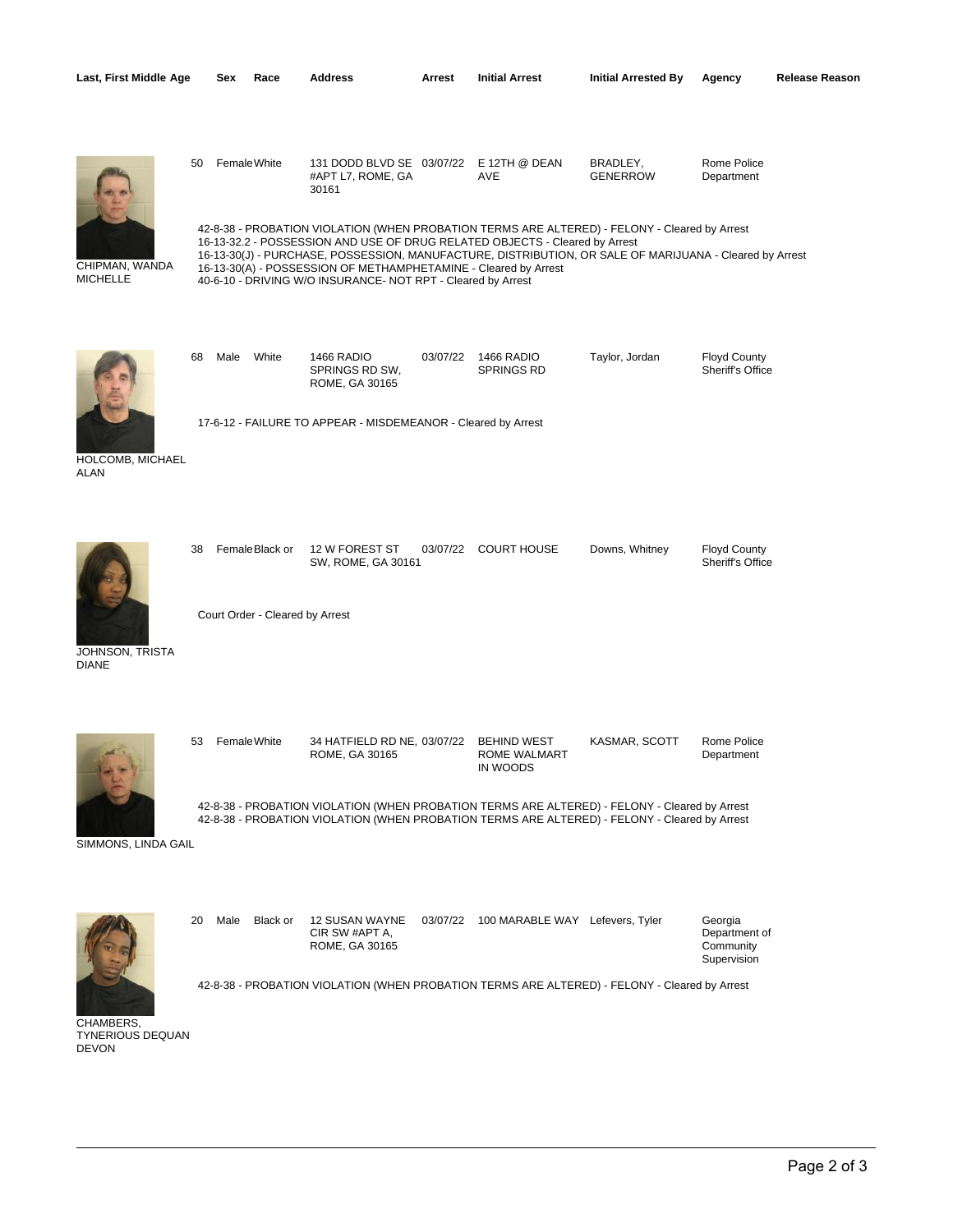| Last, First Middle | Age | Sex | Race | Address | Arrest | Initial Arrest | Initial Arrested By | Agency | Release Reason |
|---|---|---|---|---|---|---|---|---|---|
| CHIPMAN, WANDA MICHELLE | 50 | Female | White | 131 DODD BLVD SE #APT L7, ROME, GA 30161 | 03/07/22 | E 12TH @ DEAN AVE | BRADLEY, GENERROW | Rome Police Department | |

42-8-38 - PROBATION VIOLATION (WHEN PROBATION TERMS ARE ALTERED) - FELONY - Cleared by Arrest
16-13-32.2 - POSSESSION AND USE OF DRUG RELATED OBJECTS - Cleared by Arrest
16-13-30(J) - PURCHASE, POSSESSION, MANUFACTURE, DISTRIBUTION, OR SALE OF MARIJUANA - Cleared by Arrest
16-13-30(A) - POSSESSION OF METHAMPHETAMINE - Cleared by Arrest
40-6-10 - DRIVING W/O INSURANCE- NOT RPT - Cleared by Arrest

| Last, First Middle | Age | Sex | Race | Address | Arrest | Initial Arrest | Initial Arrested By | Agency | Release Reason |
|---|---|---|---|---|---|---|---|---|---|
| HOLCOMB, MICHAEL ALAN | 68 | Male | White | 1466 RADIO SPRINGS RD SW, ROME, GA 30165 | 03/07/22 | 1466 RADIO SPRINGS RD | Taylor, Jordan | Floyd County Sheriff's Office | |

17-6-12 - FAILURE TO APPEAR - MISDEMEANOR - Cleared by Arrest

| Last, First Middle | Age | Sex | Race | Address | Arrest | Initial Arrest | Initial Arrested By | Agency | Release Reason |
|---|---|---|---|---|---|---|---|---|---|
| JOHNSON, TRISTA DIANE | 38 | Female | Black or | 12 W FOREST ST SW, ROME, GA 30161 | 03/07/22 | COURT HOUSE | Downs, Whitney | Floyd County Sheriff's Office | |

Court Order - Cleared by Arrest

| Last, First Middle | Age | Sex | Race | Address | Arrest | Initial Arrest | Initial Arrested By | Agency | Release Reason |
|---|---|---|---|---|---|---|---|---|---|
| SIMMONS, LINDA GAIL | 53 | Female | White | 34 HATFIELD RD NE, ROME, GA 30165 | 03/07/22 | BEHIND WEST ROME WALMART IN WOODS | KASMAR, SCOTT | Rome Police Department | |

42-8-38 - PROBATION VIOLATION (WHEN PROBATION TERMS ARE ALTERED) - FELONY - Cleared by Arrest
42-8-38 - PROBATION VIOLATION (WHEN PROBATION TERMS ARE ALTERED) - FELONY - Cleared by Arrest

| Last, First Middle | Age | Sex | Race | Address | Arrest | Initial Arrest | Initial Arrested By | Agency | Release Reason |
|---|---|---|---|---|---|---|---|---|---|
| CHAMBERS, TYNERIOUS DEQUAN DEVON | 20 | Male | Black or | 12 SUSAN WAYNE CIR SW #APT A, ROME, GA 30165 | 03/07/22 | 100 MARABLE WAY | Lefevers, Tyler | Georgia Department of Community Supervision | |

42-8-38 - PROBATION VIOLATION (WHEN PROBATION TERMS ARE ALTERED) - FELONY - Cleared by Arrest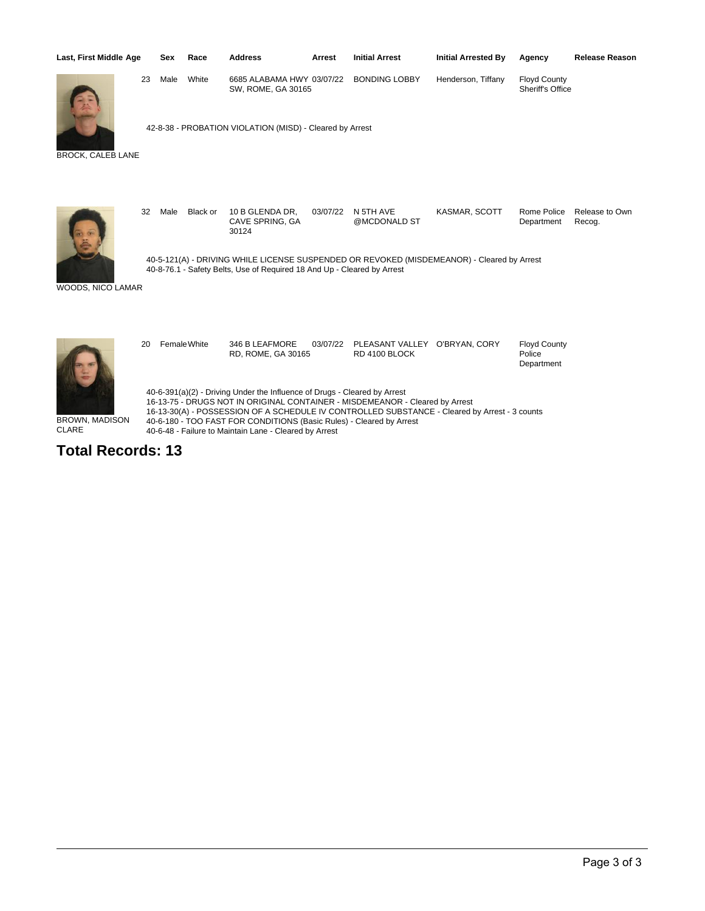| Last, First Middle | Age | Sex | Race | Address | Arrest | Initial Arrest | Initial Arrested By | Agency | Release Reason |
|---|---|---|---|---|---|---|---|---|---|
| BROCK, CALEB LANE | 23 | Male | White | 6685 ALABAMA HWY SW, ROME, GA 30165 | 03/07/22 | BONDING LOBBY | Henderson, Tiffany | Floyd County Sheriff's Office | |
| | | | | 42-8-38 - PROBATION VIOLATION (MISD) - Cleared by Arrest | | | | | |
| WOODS, NICO LAMAR | 32 | Male | Black or | 10 B GLENDA DR, CAVE SPRING, GA 30124 | 03/07/22 | N 5TH AVE @MCDONALD ST | KASMAR, SCOTT | Rome Police Department | Release to Own Recog. |
| | | | | 40-5-121(A) - DRIVING WHILE LICENSE SUSPENDED OR REVOKED (MISDEMEANOR) - Cleared by Arrest<br>40-8-76.1 - Safety Belts, Use of Required 18 And Up - Cleared by Arrest | | | | | |
| BROWN, MADISON CLARE | 20 | Female | White | 346 B LEAFMORE RD, ROME, GA 30165 | 03/07/22 | PLEASANT VALLEY RD 4100 BLOCK | O'BRYAN, CORY | Floyd County Police Department | |
| | | | | 40-6-391(a)(2) - Driving Under the Influence of Drugs - Cleared by Arrest<br>16-13-75 - DRUGS NOT IN ORIGINAL CONTAINER - MISDEMEANOR - Cleared by Arrest<br>16-13-30(A) - POSSESSION OF A SCHEDULE IV CONTROLLED SUBSTANCE - Cleared by Arrest - 3 counts<br>40-6-180 - TOO FAST FOR CONDITIONS (Basic Rules) - Cleared by Arrest<br>40-6-48 - Failure to Maintain Lane - Cleared by Arrest | | | | | |

## Total Records: 13